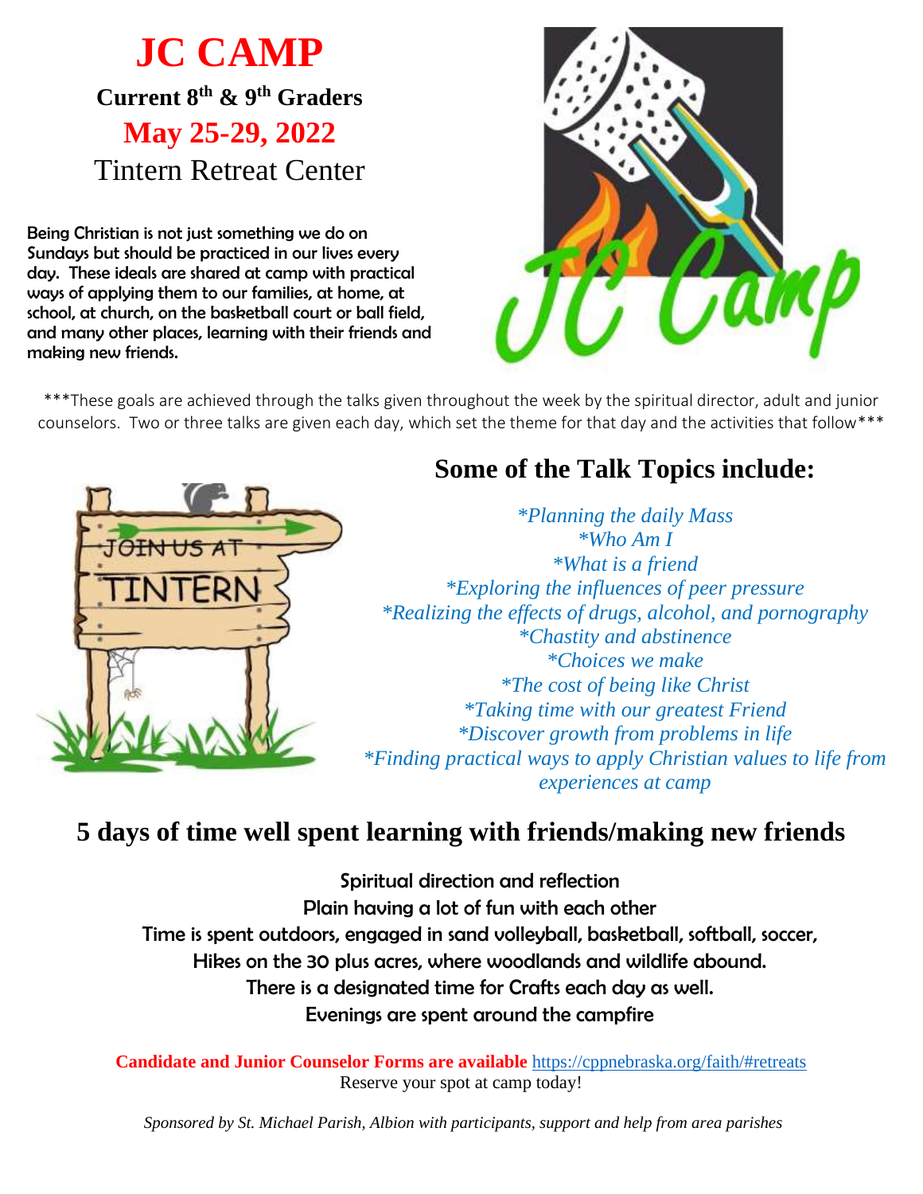# JC CAMP

**Current 8th & 9th Graders**

**May 25-29, 2022**

Tintern Retreat Center

Being Christian is not just something we do on Sundays but should be practiced in our lives every day. These ideals are shared at camp with practical ways of applying them to our families, at home, at school, at church, on the basketball court or ball field, and many other places, learning with their friends and making new friends.

***These goals are achieved through the talks given throughout the week by the spiritual director, adult and junior counselors. Two or three talks are given each day, which set the theme for that day and the activities that follow***

## Some of the Talk Topics include:

*\*Planning the daily Mass*
*\*Who Am I*
*\*What is a friend*
*\*Exploring the influences of peer pressure*
*\*Realizing the effects of drugs, alcohol, and pornography*
*\*Chastity and abstinence*
*\*Choices we make*
*\*The cost of being like Christ*
*\*Taking time with our greatest Friend*
*\*Discover growth from problems in life*
*\*Finding practical ways to apply Christian values to life from experiences at camp*

## 5 days of time well spent learning with friends/making new friends

Spiritual direction and reflection
Plain having a lot of fun with each other
Time is spent outdoors, engaged in sand volleyball, basketball, softball, soccer,
Hikes on the 30 plus acres, where woodlands and wildlife abound.
There is a designated time for Crafts each day as well.
Evenings are spent around the campfire

**Candidate and Junior Counselor Forms are available** https://cppnebraska.org/faith/#retreats
Reserve your spot at camp today!

*Sponsored by St. Michael Parish, Albion with participants, support and help from area parishes*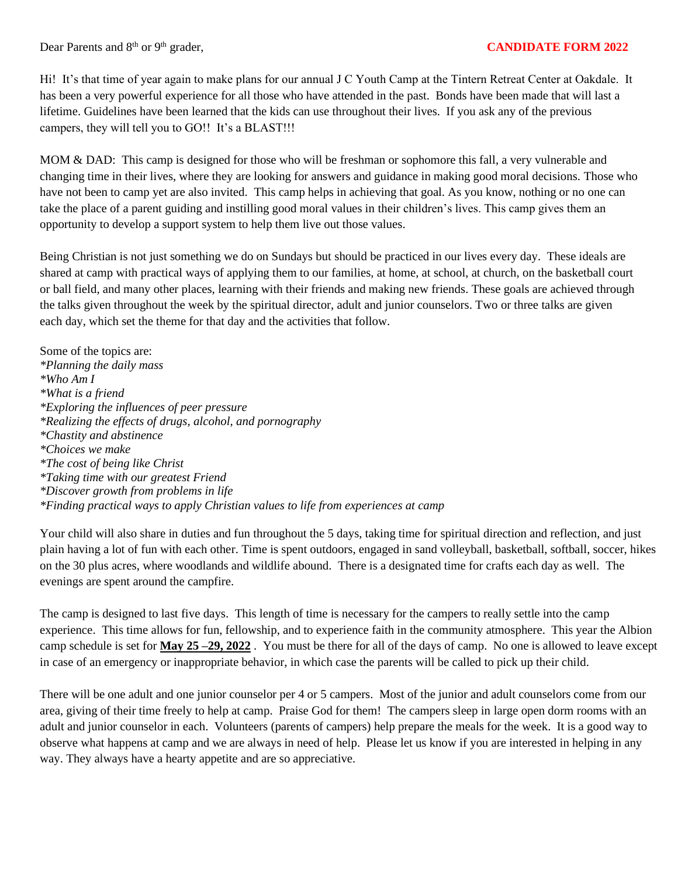Dear Parents and 8th or 9th grader, **CANDIDATE FORM 2022**

Hi! It's that time of year again to make plans for our annual J C Youth Camp at the Tintern Retreat Center at Oakdale. It has been a very powerful experience for all those who have attended in the past. Bonds have been made that will last a lifetime. Guidelines have been learned that the kids can use throughout their lives. If you ask any of the previous campers, they will tell you to GO!! It's a BLAST!!!

MOM & DAD: This camp is designed for those who will be freshman or sophomore this fall, a very vulnerable and changing time in their lives, where they are looking for answers and guidance in making good moral decisions. Those who have not been to camp yet are also invited. This camp helps in achieving that goal. As you know, nothing or no one can take the place of a parent guiding and instilling good moral values in their children's lives. This camp gives them an opportunity to develop a support system to help them live out those values.

Being Christian is not just something we do on Sundays but should be practiced in our lives every day. These ideals are shared at camp with practical ways of applying them to our families, at home, at school, at church, on the basketball court or ball field, and many other places, learning with their friends and making new friends. These goals are achieved through the talks given throughout the week by the spiritual director, adult and junior counselors. Two or three talks are given each day, which set the theme for that day and the activities that follow.

Some of the topics are:
*\*Planning the daily mass*
*\*Who Am I*
*\*What is a friend*
*\*Exploring the influences of peer pressure*
*\*Realizing the effects of drugs, alcohol, and pornography*
*\*Chastity and abstinence*
*\*Choices we make*
*\*The cost of being like Christ*
*\*Taking time with our greatest Friend*
*\*Discover growth from problems in life*
*\*Finding practical ways to apply Christian values to life from experiences at camp*

Your child will also share in duties and fun throughout the 5 days, taking time for spiritual direction and reflection, and just plain having a lot of fun with each other. Time is spent outdoors, engaged in sand volleyball, basketball, softball, soccer, hikes on the 30 plus acres, where woodlands and wildlife abound. There is a designated time for crafts each day as well. The evenings are spent around the campfire.

The camp is designed to last five days. This length of time is necessary for the campers to really settle into the camp experience. This time allows for fun, fellowship, and to experience faith in the community atmosphere. This year the Albion camp schedule is set for **<u>May 25 –29, 2022</u>** . You must be there for all of the days of camp. No one is allowed to leave except in case of an emergency or inappropriate behavior, in which case the parents will be called to pick up their child.

There will be one adult and one junior counselor per 4 or 5 campers. Most of the junior and adult counselors come from our area, giving of their time freely to help at camp. Praise God for them! The campers sleep in large open dorm rooms with an adult and junior counselor in each. Volunteers (parents of campers) help prepare the meals for the week. It is a good way to observe what happens at camp and we are always in need of help. Please let us know if you are interested in helping in any way. They always have a hearty appetite and are so appreciative.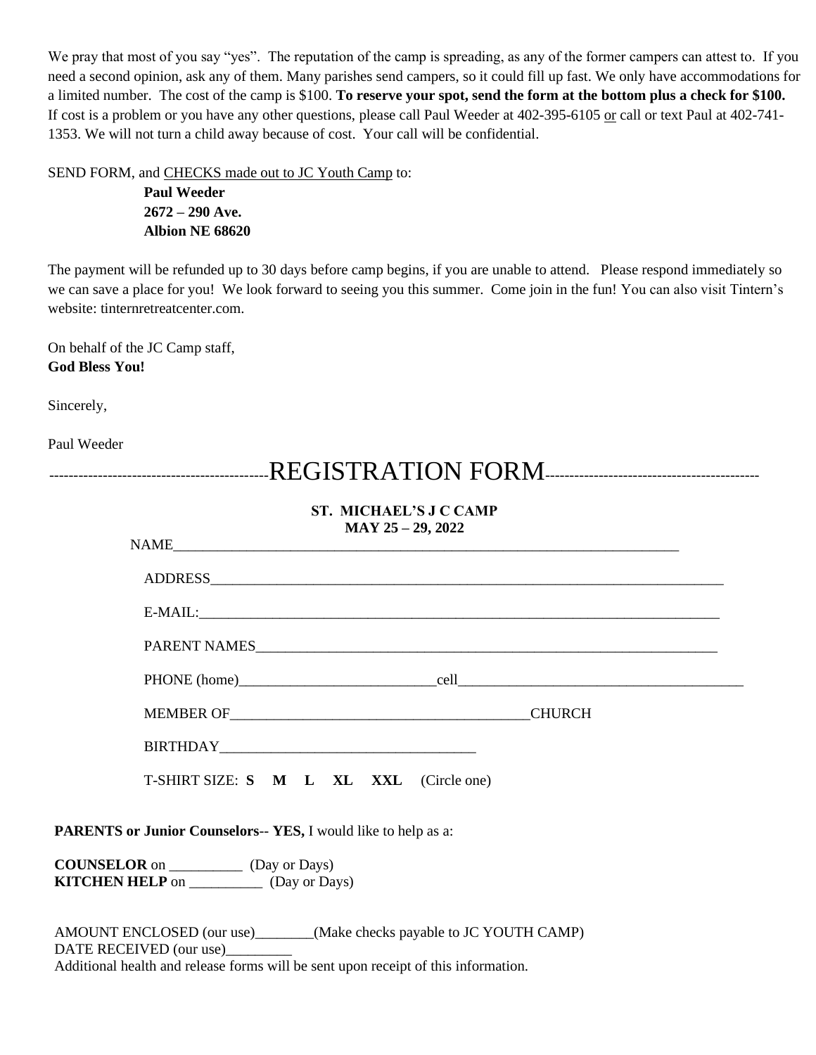We pray that most of you say "yes". The reputation of the camp is spreading, as any of the former campers can attest to. If you need a second opinion, ask any of them. Many parishes send campers, so it could fill up fast. We only have accommodations for a limited number. The cost of the camp is $100. **To reserve your spot, send the form at the bottom plus a check for $100.** If cost is a problem or you have any other questions, please call Paul Weeder at 402-395-6105 <u>or</u> call or text Paul at 402-741-1353. We will not turn a child away because of cost. Your call will be confidential.

SEND FORM, and <u>CHECKS made out to JC Youth Camp</u> to:

> **Paul Weeder**
> **2672 – 290 Ave.**
> **Albion NE 68620**

The payment will be refunded up to 30 days before camp begins, if you are unable to attend. Please respond immediately so we can save a place for you! We look forward to seeing you this summer. Come join in the fun! You can also visit Tintern's website: tinternretreatcenter.com.

On behalf of the JC Camp staff,
**God Bless You!**

Sincerely,

Paul Weeder

---------------------------------------------REGISTRATION FORM---------------------------------------------

**ST. MICHAEL'S J C CAMP**
**MAY 25 – 29, 2022**

NAME_________________________________________________________________________

ADDRESS_________________________________________________________________________

E-MAIL:_________________________________________________________________________

PARENT NAMES____________________________________________________________________

PHONE (home)___________________________cell_______________________________________

MEMBER OF_________________________________________CHURCH

BIRTHDAY___________________________________

T-SHIRT SIZE: **S M L XL XXL** (Circle one)

**PARENTS or Junior Counselors**-- **YES,** I would like to help as a:

**COUNSELOR** on __________ (Day or Days)
**KITCHEN HELP** on __________ (Day or Days)

AMOUNT ENCLOSED (our use)________(Make checks payable to JC YOUTH CAMP)
DATE RECEIVED (our use)_________
Additional health and release forms will be sent upon receipt of this information.